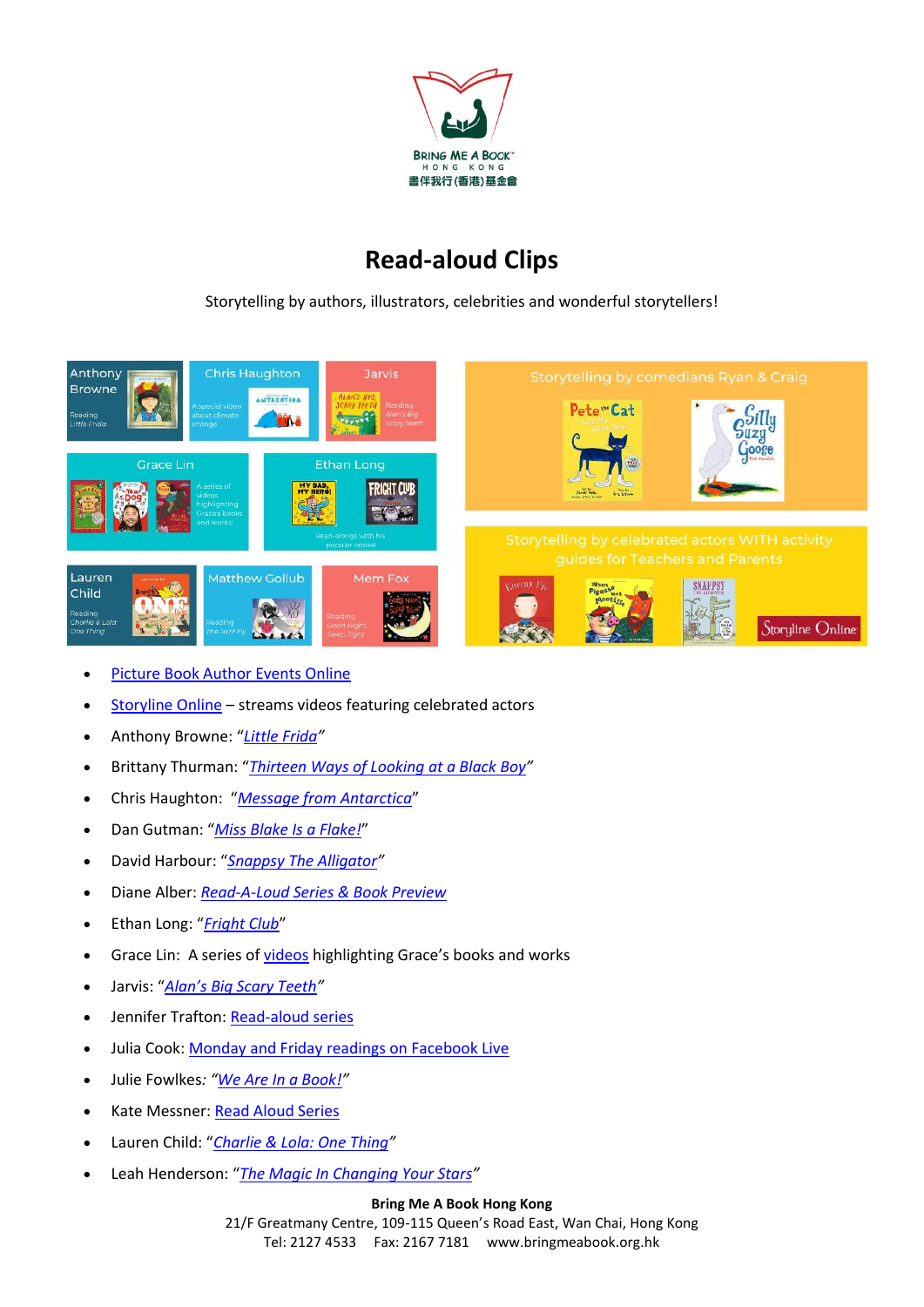# Read-aloud Clips

Storytelling by authors, illustrators, celebrities and wonderful storytellers!

- Picture Book Author Events Online
- Storyline Online – streams videos featuring celebrated actors
- Anthony Browne: "*Little Frida*"
- Brittany Thurman: "*Thirteen Ways of Looking at a Black Boy*"
- Chris Haughton: "*Message from Antarctica*"
- Dan Gutman: "*Miss Blake Is a Flake!*"
- David Harbour: "*Snappsy The Alligator*"
- Diane Alber: *Read-A-Loud Series & Book Preview*
- Ethan Long: "*Fright Club*"
- Grace Lin: A series of videos highlighting Grace's books and works
- Jarvis: "*Alan's Big Scary Teeth*"
- Jennifer Trafton: Read-aloud series
- Julia Cook: Monday and Friday readings on Facebook Live
- Julie Fowlkes: "*We Are In a Book!*"
- Kate Messner: Read Aloud Series
- Lauren Child: "*Charlie & Lola: One Thing*"
- Leah Henderson: "*The Magic In Changing Your Stars*"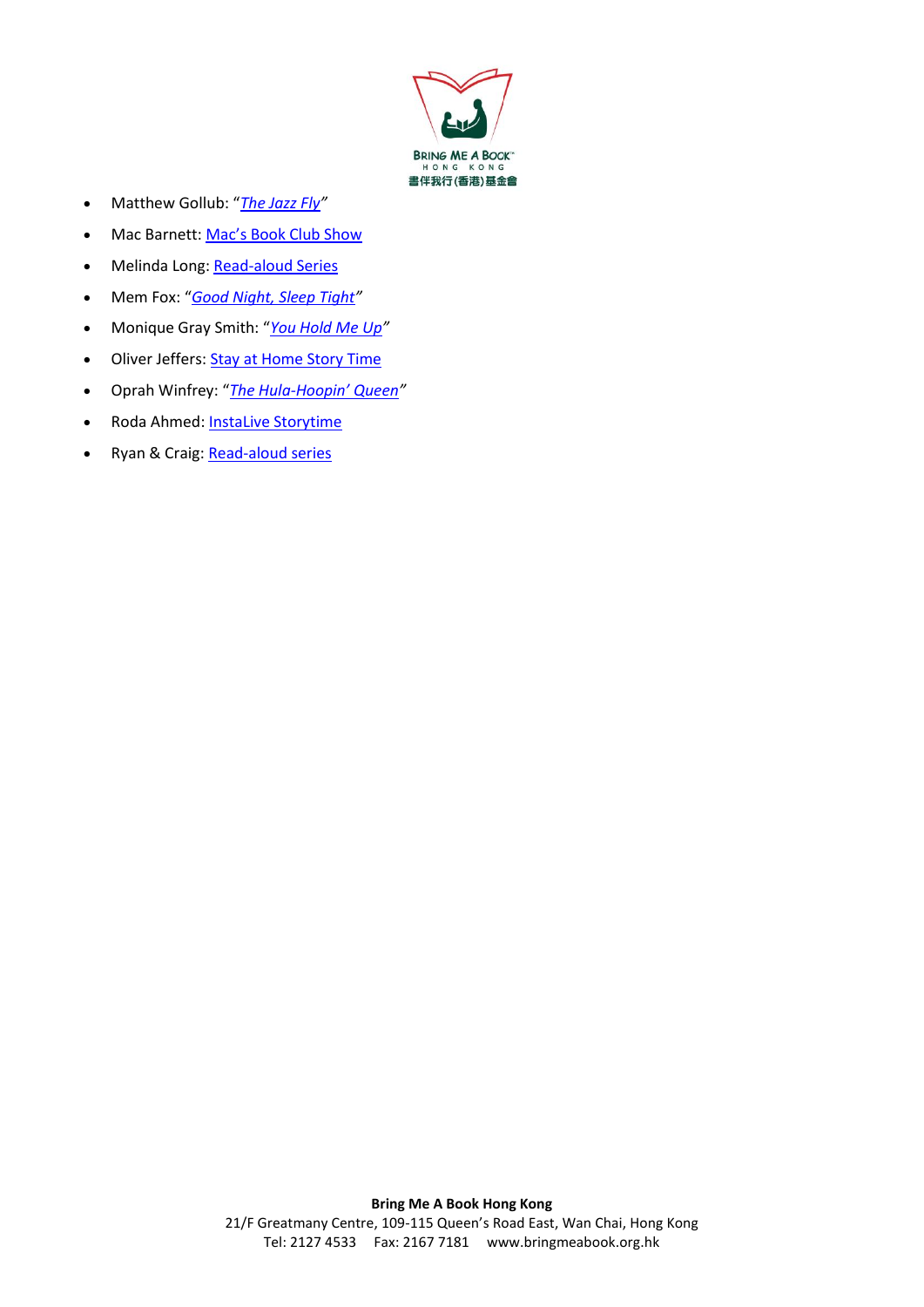- Matthew Gollub: "*The Jazz Fly*"
- Mac Barnett: Mac's Book Club Show
- Melinda Long: Read-aloud Series
- Mem Fox: "*Good Night, Sleep Tight*"
- Monique Gray Smith: "*You Hold Me Up*"
- Oliver Jeffers: Stay at Home Story Time
- Oprah Winfrey: "*The Hula-Hoopin' Queen*"
- Roda Ahmed: InstaLive Storytime
- Ryan & Craig: Read-aloud series